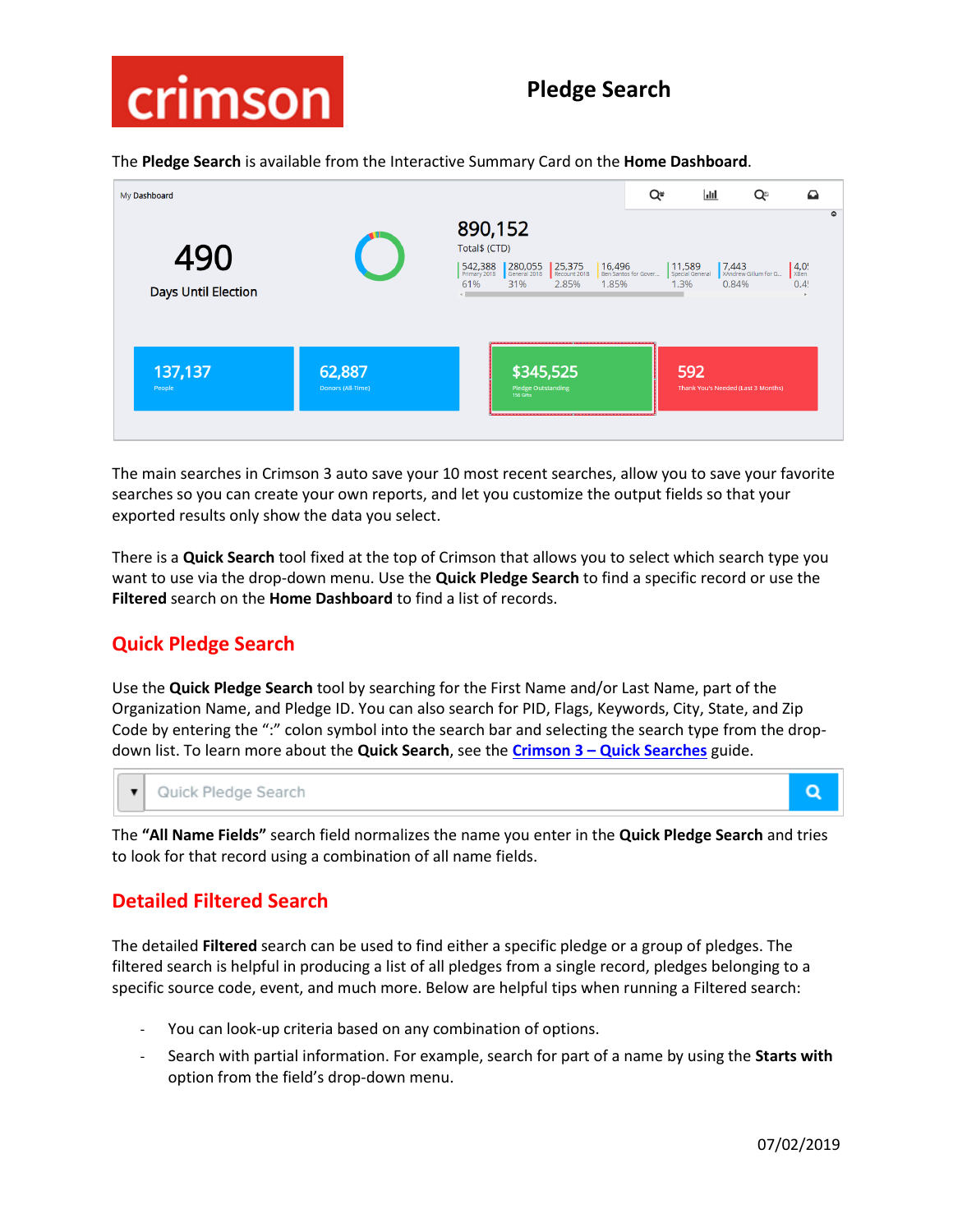# Pledge Search

The **Pledge Search** is available from the Interactive Summary Card on the **Home Dashboard**.

The main searches in Crimson 3 auto save your 10 most recent searches, allow you to save your favorite searches so you can create your own reports, and let you customize the output fields so that your exported results only show the data you select.

There is a **Quick Search** tool fixed at the top of Crimson that allows you to select which search type you want to use via the drop-down menu. Use the **Quick Pledge Search** to find a specific record or use the **Filtered** search on the **Home Dashboard** to find a list of records.

## Quick Pledge Search

Use the **Quick Pledge Search** tool by searching for the First Name and/or Last Name, part of the Organization Name, and Pledge ID. You can also search for PID, Flags, Keywords, City, State, and Zip Code by entering the ":" colon symbol into the search bar and selecting the search type from the drop-down list. To learn more about the **Quick Search**, see the **Crimson 3 – Quick Searches** guide.

The **"All Name Fields"** search field normalizes the name you enter in the **Quick Pledge Search** and tries to look for that record using a combination of all name fields.

## Detailed Filtered Search

The detailed **Filtered** search can be used to find either a specific pledge or a group of pledges. The filtered search is helpful in producing a list of all pledges from a single record, pledges belonging to a specific source code, event, and much more. Below are helpful tips when running a Filtered search:

- You can look-up criteria based on any combination of options.
- Search with partial information. For example, search for part of a name by using the **Starts with** option from the field's drop-down menu.

07/02/2019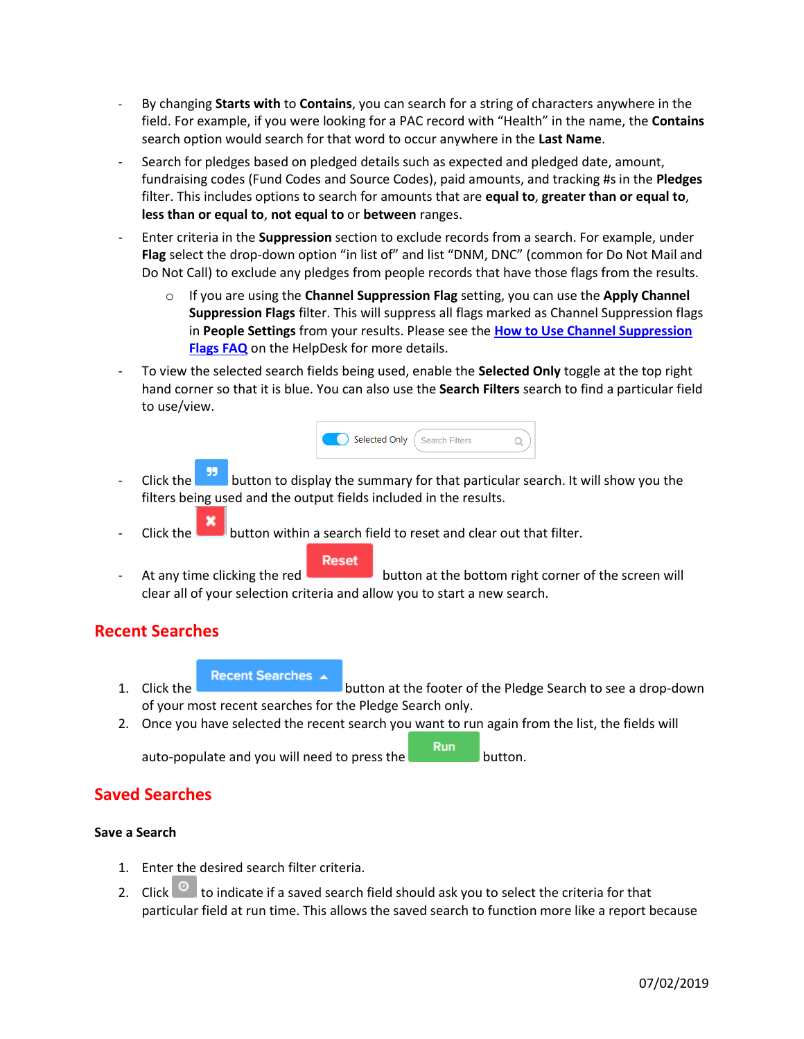- By changing **Starts with** to **Contains**, you can search for a string of characters anywhere in the field. For example, if you were looking for a PAC record with "Health" in the name, the **Contains** search option would search for that word to occur anywhere in the **Last Name**.
- Search for pledges based on pledged details such as expected and pledged date, amount, fundraising codes (Fund Codes and Source Codes), paid amounts, and tracking #s in the **Pledges** filter. This includes options to search for amounts that are **equal to**, **greater than or equal to**, **less than or equal to**, **not equal to** or **between** ranges.
- Enter criteria in the **Suppression** section to exclude records from a search. For example, under **Flag** select the drop-down option "in list of" and list "DNM, DNC" (common for Do Not Mail and Do Not Call) to exclude any pledges from people records that have those flags from the results.
  - If you are using the **Channel Suppression Flag** setting, you can use the **Apply Channel Suppression Flags** filter. This will suppress all flags marked as Channel Suppression flags in **People Settings** from your results. Please see the **How to Use Channel Suppression Flags FAQ** on the HelpDesk for more details.
- To view the selected search fields being used, enable the **Selected Only** toggle at the top right hand corner so that it is blue. You can also use the **Search Filters** search to find a particular field to use/view.

Selected Only | Search Filters

- Click the button to display the summary for that particular search. It will show you the filters being used and the output fields included in the results.
- Click the button within a search field to reset and clear out that filter.
- At any time clicking the red **Reset** button at the bottom right corner of the screen will clear all of your selection criteria and allow you to start a new search.

## Recent Searches

1. Click the **Recent Searches** button at the footer of the Pledge Search to see a drop-down of your most recent searches for the Pledge Search only.
2. Once you have selected the recent search you want to run again from the list, the fields will auto-populate and you will need to press the **Run** button.

## Saved Searches

### Save a Search

1. Enter the desired search filter criteria.
2. Click to indicate if a saved search field should ask you to select the criteria for that particular field at run time. This allows the saved search to function more like a report because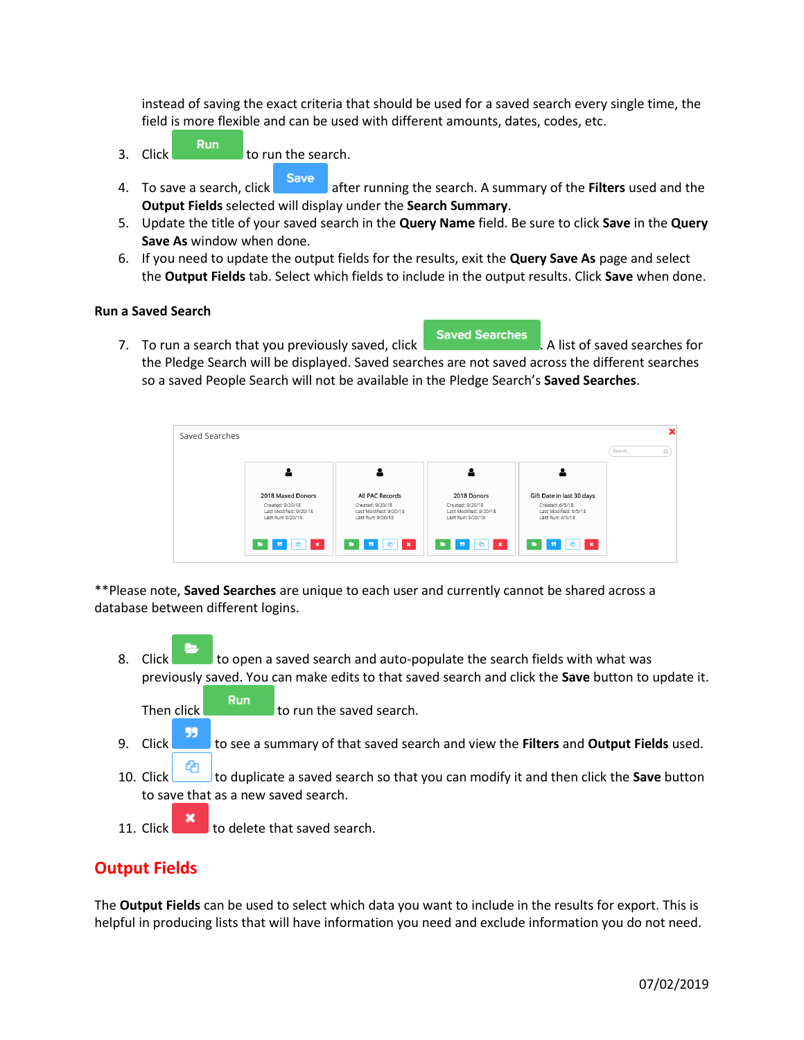instead of saving the exact criteria that should be used for a saved search every single time, the field is more flexible and can be used with different amounts, dates, codes, etc.

3. Click Run to run the search.
4. To save a search, click Save after running the search. A summary of the **Filters** used and the **Output Fields** selected will display under the **Search Summary**.
5. Update the title of your saved search in the **Query Name** field. Be sure to click **Save** in the **Query Save As** window when done.
6. If you need to update the output fields for the results, exit the **Query Save As** page and select the **Output Fields** tab. Select which fields to include in the output results. Click **Save** when done.

**Run a Saved Search**

7. To run a search that you previously saved, click Saved Searches. A list of saved searches for the Pledge Search will be displayed. Saved searches are not saved across the different searches so a saved People Search will not be available in the Pledge Search's **Saved Searches**.

**Please note, **Saved Searches** are unique to each user and currently cannot be shared across a database between different logins.

8. Click to open a saved search and auto-populate the search fields with what was previously saved. You can make edits to that saved search and click the **Save** button to update it.

   Then click Run to run the saved search.
9. Click to see a summary of that saved search and view the **Filters** and **Output Fields** used.
10. Click to duplicate a saved search so that you can modify it and then click the **Save** button to save that as a new saved search.
11. Click to delete that saved search.

## Output Fields

The **Output Fields** can be used to select which data you want to include in the results for export. This is helpful in producing lists that will have information you need and exclude information you do not need.

07/02/2019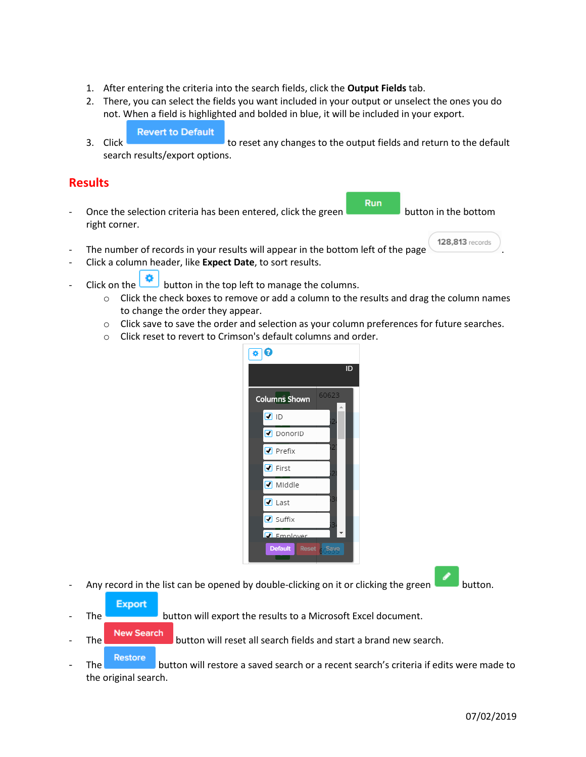1. After entering the criteria into the search fields, click the **Output Fields** tab.
2. There, you can select the fields you want included in your output or unselect the ones you do not. When a field is highlighted and bolded in blue, it will be included in your export.
3. Click Revert to Default to reset any changes to the output fields and return to the default search results/export options.

## Results

- Once the selection criteria has been entered, click the green Run button in the bottom right corner.
- The number of records in your results will appear in the bottom left of the page 128,813 records.
- Click a column header, like **Expect Date**, to sort results.
- Click on the button in the top left to manage the columns.
  - Click the check boxes to remove or add a column to the results and drag the column names to change the order they appear.
  - Click save to save the order and selection as your column preferences for future searches.
  - Click reset to revert to Crimson's default columns and order.

Columns Shown
ID
DonorID
Prefix
First
Middle
Last
Suffix
Employer
Default Reset Save

- Any record in the list can be opened by double-clicking on it or clicking the green button.
- The Export button will export the results to a Microsoft Excel document.
- The New Search button will reset all search fields and start a brand new search.
- The Restore button will restore a saved search or a recent search's criteria if edits were made to the original search.

07/02/2019